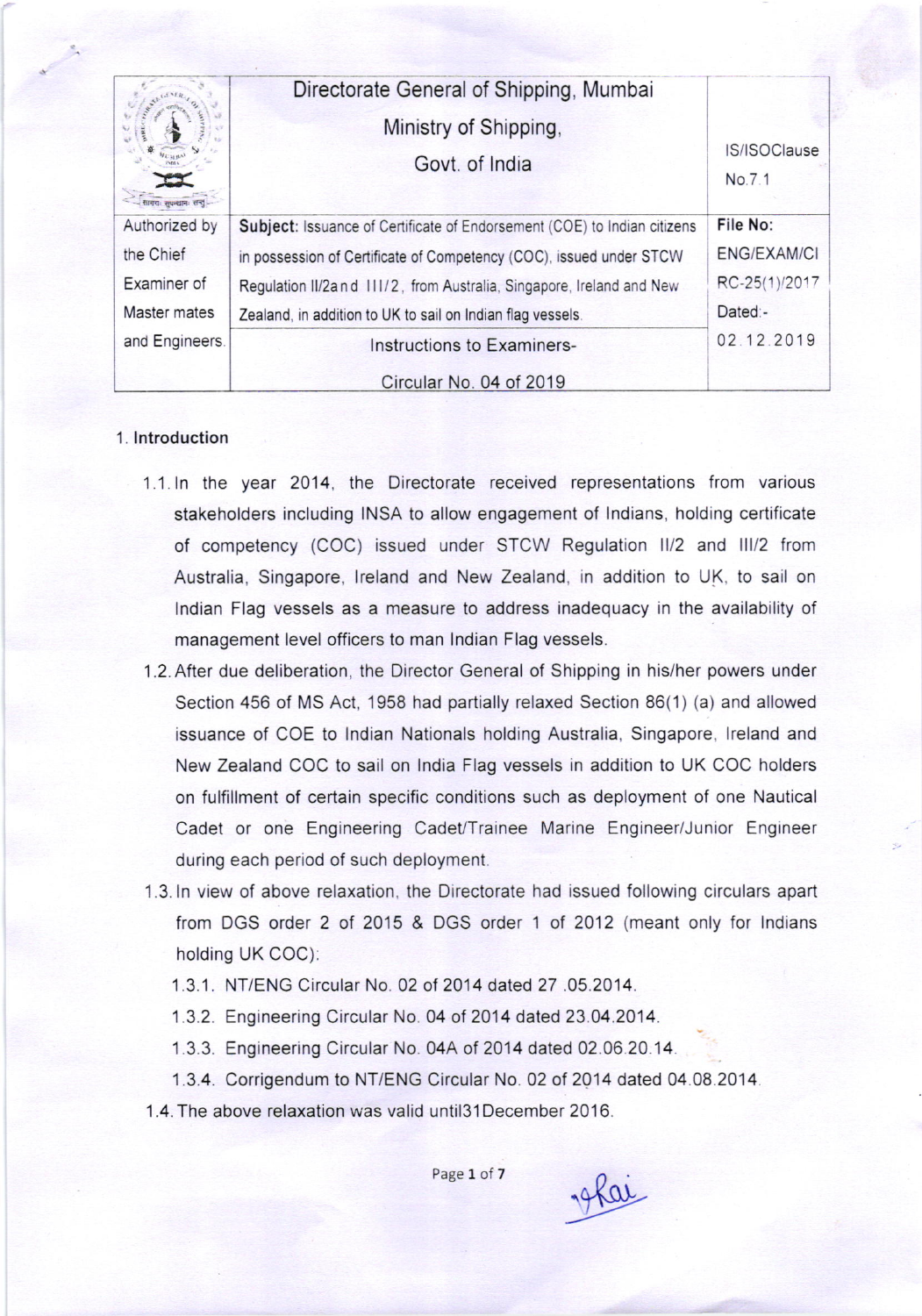| | Directorate General of Shipping, Mumbai<br>Ministry of Shipping,<br>Govt. of India | IS/ISOClause No.7.1 |
|---|---|---|
| Authorized by the Chief Examiner of Master mates and Engineers. | **Subject:** Issuance of Certificate of Endorsement (COE) to Indian citizens in possession of Certificate of Competency (COC), issued under STCW Regulation II/2and III/2, from Australia, Singapore, Ireland and New Zealand, in addition to UK to sail on Indian flag vessels. | **File No:** ENG/EXAM/CIRC-25(1)/2017 Dated:- 02.12.2019 |
| | Instructions to Examiners- Circular No. 04 of 2019 | |

## 1. Introduction

1.1. In the year 2014, the Directorate received representations from various stakeholders including INSA to allow engagement of Indians, holding certificate of competency (COC) issued under STCW Regulation II/2 and III/2 from Australia, Singapore, Ireland and New Zealand, in addition to UK, to sail on Indian Flag vessels as a measure to address inadequacy in the availability of management level officers to man Indian Flag vessels.

1.2. After due deliberation, the Director General of Shipping in his/her powers under Section 456 of MS Act, 1958 had partially relaxed Section 86(1) (a) and allowed issuance of COE to Indian Nationals holding Australia, Singapore, Ireland and New Zealand COC to sail on India Flag vessels in addition to UK COC holders on fulfillment of certain specific conditions such as deployment of one Nautical Cadet or one Engineering Cadet/Trainee Marine Engineer/Junior Engineer during each period of such deployment.

1.3. In view of above relaxation, the Directorate had issued following circulars apart from DGS order 2 of 2015 & DGS order 1 of 2012 (meant only for Indians holding UK COC):

1.3.1. NT/ENG Circular No. 02 of 2014 dated 27 .05.2014.

1.3.2. Engineering Circular No. 04 of 2014 dated 23.04.2014.

1.3.3. Engineering Circular No. 04A of 2014 dated 02.06.20.14.

1.3.4. Corrigendum to NT/ENG Circular No. 02 of 2014 dated 04.08.2014.

1.4. The above relaxation was valid until31December 2016.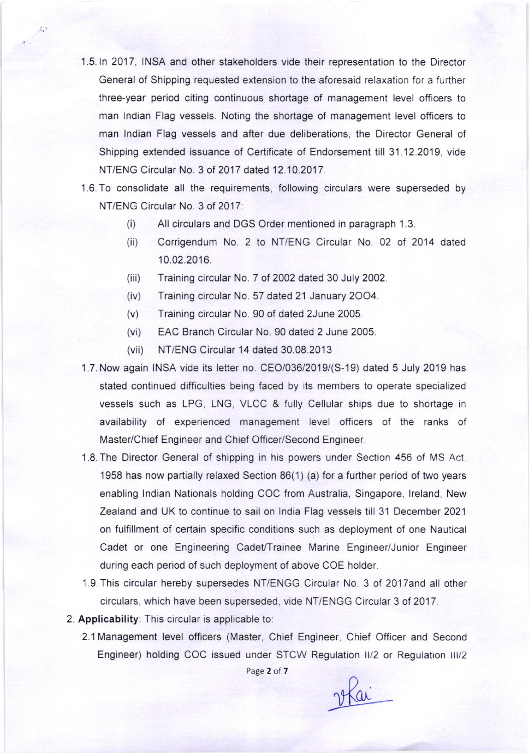1.5. In 2017, INSA and other stakeholders vide their representation to the Director General of Shipping requested extension to the aforesaid relaxation for a further three-year period citing continuous shortage of management level officers to man Indian Flag vessels. Noting the shortage of management level officers to man Indian Flag vessels and after due deliberations, the Director General of Shipping extended issuance of Certificate of Endorsement till 31.12.2019, vide NT/ENG Circular No. 3 of 2017 dated 12.10.2017.

1.6. To consolidate all the requirements, following circulars were superseded by NT/ENG Circular No. 3 of 2017:

   (i) All circulars and DGS Order mentioned in paragraph 1.3.

   (ii) Corrigendum No. 2 to NT/ENG Circular No. 02 of 2014 dated 10.02.2016.

   (iii) Training circular No. 7 of 2002 dated 30 July 2002.

   (iv) Training circular No. 57 dated 21 January 2OO4.

   (v) Training circular No. 90 of dated 2June 2005.

   (vi) EAC Branch Circular No. 90 dated 2 June 2005.

   (vii) NT/ENG Circular 14 dated 30.08.2013

1.7. Now again INSA vide its letter no. CEO/036/2019/(S-19) dated 5 July 2019 has stated continued difficulties being faced by its members to operate specialized vessels such as LPG, LNG, VLCC & fully Cellular ships due to shortage in availability of experienced management level officers of the ranks of Master/Chief Engineer and Chief Officer/Second Engineer.

1.8. The Director General of shipping in his powers under Section 456 of MS Act. 1958 has now partially relaxed Section 86(1) (a) for a further period of two years enabling Indian Nationals holding COC from Australia, Singapore, Ireland, New Zealand and UK to continue to sail on India Flag vessels till 31 December 2021 on fulfillment of certain specific conditions such as deployment of one Nautical Cadet or one Engineering Cadet/Trainee Marine Engineer/Junior Engineer during each period of such deployment of above COE holder.

1.9. This circular hereby supersedes NT/ENGG Circular No. 3 of 2017and all other circulars, which have been superseded, vide NT/ENGG Circular 3 of 2017.

2. **Applicability**: This circular is applicable to:

   2.1 Management level officers (Master, Chief Engineer, Chief Officer and Second Engineer) holding COC issued under STCW Regulation II/2 or Regulation III/2